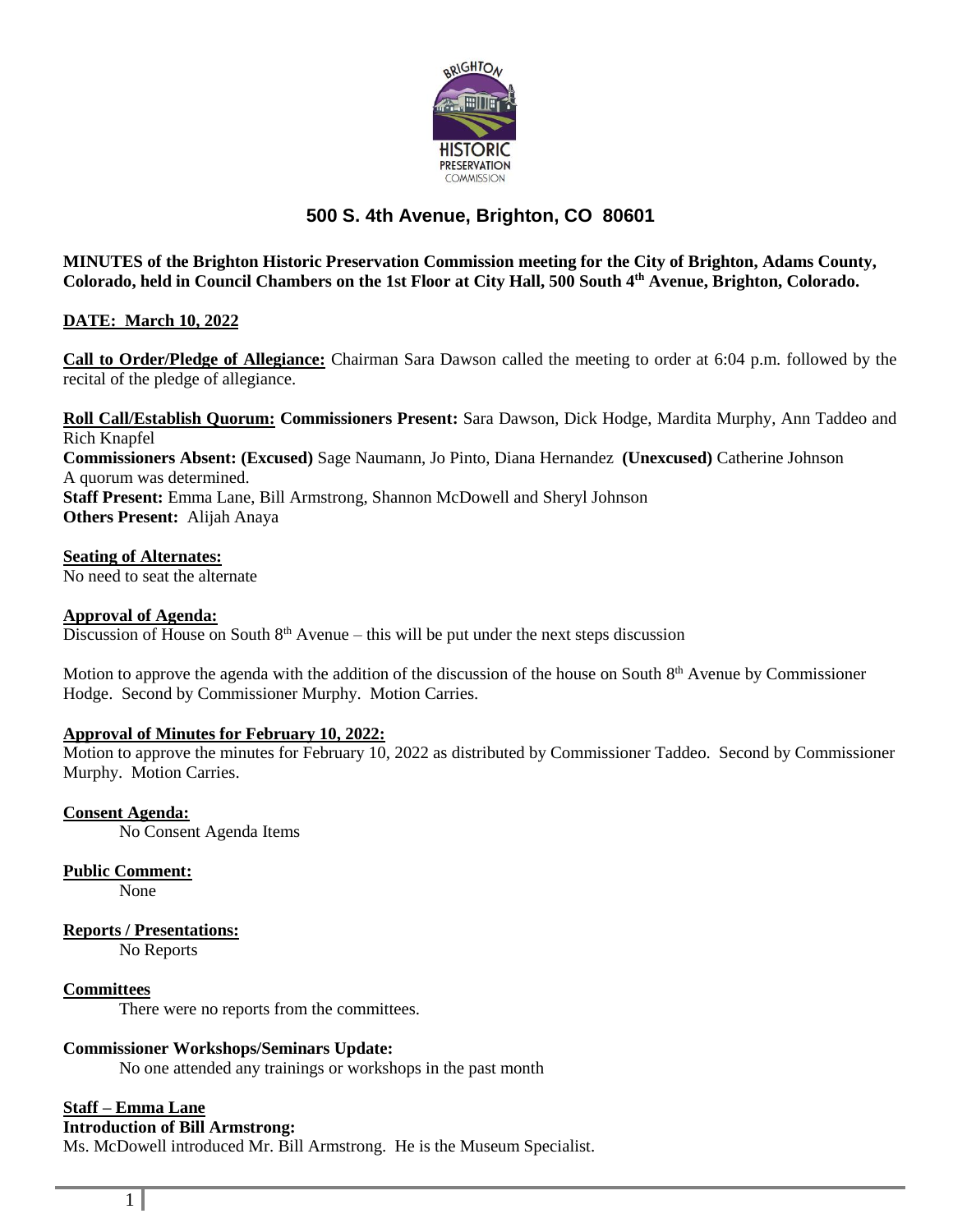# 500 S. 4th Avenue, Brighton, CO 80601

**MINUTES of the Brighton Historic Preservation Commission meeting for the City of Brighton, Adams County, Colorado, held in Council Chambers on the 1st Floor at City Hall, 500 South 4th Avenue, Brighton, Colorado.**

**DATE: March 10, 2022**

**Call to Order/Pledge of Allegiance:** Chairman Sara Dawson called the meeting to order at 6:04 p.m. followed by the recital of the pledge of allegiance.

**Roll Call/Establish Quorum:** **Commissioners Present:** Sara Dawson, Dick Hodge, Mardita Murphy, Ann Taddeo and Rich Knapfel
**Commissioners Absent: (Excused)** Sage Naumann, Jo Pinto, Diana Hernandez **(Unexcused)** Catherine Johnson
A quorum was determined.
**Staff Present:** Emma Lane, Bill Armstrong, Shannon McDowell and Sheryl Johnson
**Others Present:** Alijah Anaya

**Seating of Alternates:**
No need to seat the alternate

**Approval of Agenda:**
Discussion of House on South 8th Avenue – this will be put under the next steps discussion

Motion to approve the agenda with the addition of the discussion of the house on South 8th Avenue by Commissioner Hodge. Second by Commissioner Murphy. Motion Carries.

**Approval of Minutes for February 10, 2022:**
Motion to approve the minutes for February 10, 2022 as distributed by Commissioner Taddeo. Second by Commissioner Murphy. Motion Carries.

**Consent Agenda:**
No Consent Agenda Items

**Public Comment:**
None

**Reports / Presentations:**
No Reports

**Committees**
There were no reports from the committees.

**Commissioner Workshops/Seminars Update:**
No one attended any trainings or workshops in the past month

**Staff – Emma Lane**
**Introduction of Bill Armstrong:**
Ms. McDowell introduced Mr. Bill Armstrong. He is the Museum Specialist.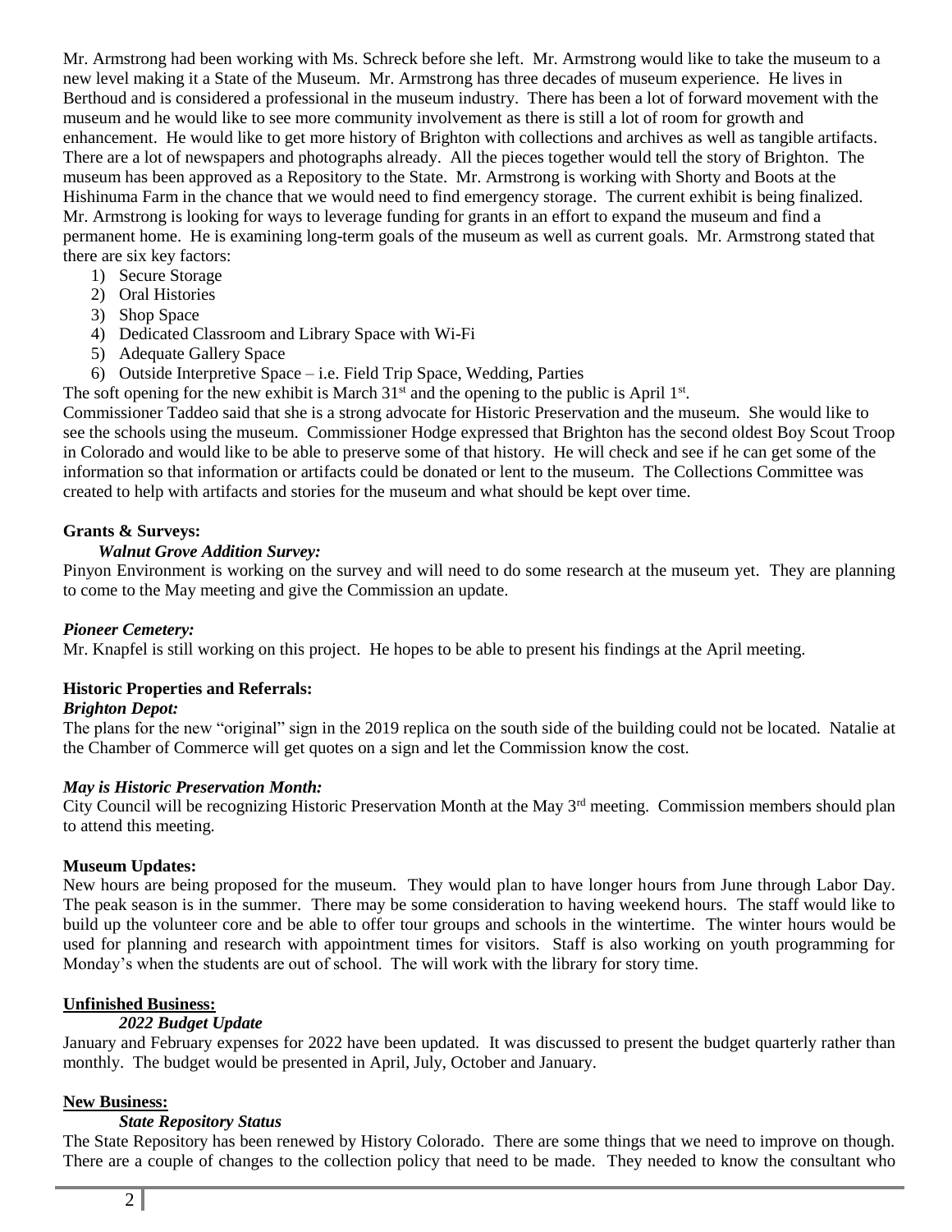Mr. Armstrong had been working with Ms. Schreck before she left. Mr. Armstrong would like to take the museum to a new level making it a State of the Museum. Mr. Armstrong has three decades of museum experience. He lives in Berthoud and is considered a professional in the museum industry. There has been a lot of forward movement with the museum and he would like to see more community involvement as there is still a lot of room for growth and enhancement. He would like to get more history of Brighton with collections and archives as well as tangible artifacts. There are a lot of newspapers and photographs already. All the pieces together would tell the story of Brighton. The museum has been approved as a Repository to the State. Mr. Armstrong is working with Shorty and Boots at the Hishinuma Farm in the chance that we would need to find emergency storage. The current exhibit is being finalized. Mr. Armstrong is looking for ways to leverage funding for grants in an effort to expand the museum and find a permanent home. He is examining long-term goals of the museum as well as current goals. Mr. Armstrong stated that there are six key factors:

1) Secure Storage
2) Oral Histories
3) Shop Space
4) Dedicated Classroom and Library Space with Wi-Fi
5) Adequate Gallery Space
6) Outside Interpretive Space – i.e. Field Trip Space, Wedding, Parties

The soft opening for the new exhibit is March 31st and the opening to the public is April 1st.

Commissioner Taddeo said that she is a strong advocate for Historic Preservation and the museum. She would like to see the schools using the museum. Commissioner Hodge expressed that Brighton has the second oldest Boy Scout Troop in Colorado and would like to be able to preserve some of that history. He will check and see if he can get some of the information so that information or artifacts could be donated or lent to the museum. The Collections Committee was created to help with artifacts and stories for the museum and what should be kept over time.

**Grants & Surveys:**

***Walnut Grove Addition Survey:***

Pinyon Environment is working on the survey and will need to do some research at the museum yet. They are planning to come to the May meeting and give the Commission an update.

***Pioneer Cemetery:***

Mr. Knapfel is still working on this project. He hopes to be able to present his findings at the April meeting.

**Historic Properties and Referrals:**

***Brighton Depot:***

The plans for the new "original" sign in the 2019 replica on the south side of the building could not be located. Natalie at the Chamber of Commerce will get quotes on a sign and let the Commission know the cost.

***May is Historic Preservation Month:***

City Council will be recognizing Historic Preservation Month at the May 3rd meeting. Commission members should plan to attend this meeting.

**Museum Updates:**

New hours are being proposed for the museum. They would plan to have longer hours from June through Labor Day. The peak season is in the summer. There may be some consideration to having weekend hours. The staff would like to build up the volunteer core and be able to offer tour groups and schools in the wintertime. The winter hours would be used for planning and research with appointment times for visitors. Staff is also working on youth programming for Monday's when the students are out of school. The will work with the library for story time.

**Unfinished Business:**

***2022 Budget Update***

January and February expenses for 2022 have been updated. It was discussed to present the budget quarterly rather than monthly. The budget would be presented in April, July, October and January.

**New Business:**

***State Repository Status***

The State Repository has been renewed by History Colorado. There are some things that we need to improve on though. There are a couple of changes to the collection policy that need to be made. They needed to know the consultant who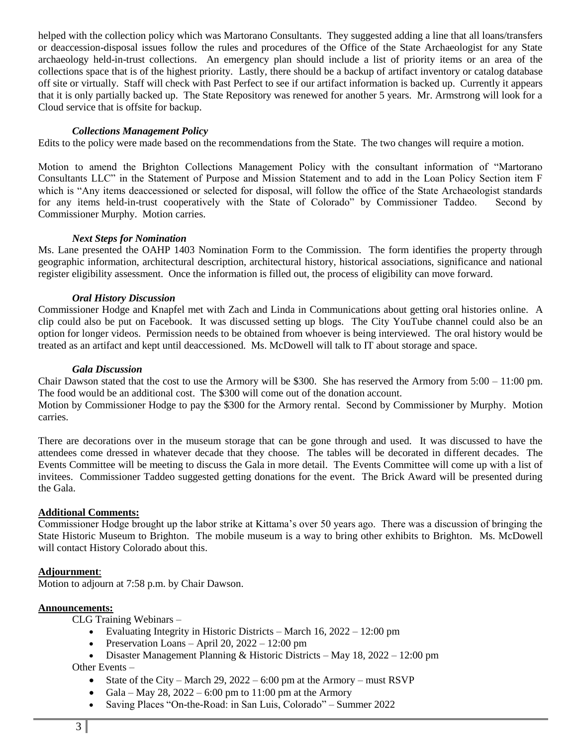helped with the collection policy which was Martorano Consultants. They suggested adding a line that all loans/transfers or deaccession-disposal issues follow the rules and procedures of the Office of the State Archaeologist for any State archaeology held-in-trust collections. An emergency plan should include a list of priority items or an area of the collections space that is of the highest priority. Lastly, there should be a backup of artifact inventory or catalog database off site or virtually. Staff will check with Past Perfect to see if our artifact information is backed up. Currently it appears that it is only partially backed up. The State Repository was renewed for another 5 years. Mr. Armstrong will look for a Cloud service that is offsite for backup.

***Collections Management Policy***

Edits to the policy were made based on the recommendations from the State. The two changes will require a motion.

Motion to amend the Brighton Collections Management Policy with the consultant information of "Martorano Consultants LLC" in the Statement of Purpose and Mission Statement and to add in the Loan Policy Section item F which is "Any items deaccessioned or selected for disposal, will follow the office of the State Archaeologist standards for any items held-in-trust cooperatively with the State of Colorado" by Commissioner Taddeo. Second by Commissioner Murphy. Motion carries.

***Next Steps for Nomination***

Ms. Lane presented the OAHP 1403 Nomination Form to the Commission. The form identifies the property through geographic information, architectural description, architectural history, historical associations, significance and national register eligibility assessment. Once the information is filled out, the process of eligibility can move forward.

***Oral History Discussion***

Commissioner Hodge and Knapfel met with Zach and Linda in Communications about getting oral histories online. A clip could also be put on Facebook. It was discussed setting up blogs. The City YouTube channel could also be an option for longer videos. Permission needs to be obtained from whoever is being interviewed. The oral history would be treated as an artifact and kept until deaccessioned. Ms. McDowell will talk to IT about storage and space.

***Gala Discussion***

Chair Dawson stated that the cost to use the Armory will be $300. She has reserved the Armory from 5:00 – 11:00 pm. The food would be an additional cost. The $300 will come out of the donation account.
Motion by Commissioner Hodge to pay the $300 for the Armory rental. Second by Commissioner by Murphy. Motion carries.

There are decorations over in the museum storage that can be gone through and used. It was discussed to have the attendees come dressed in whatever decade that they choose. The tables will be decorated in different decades. The Events Committee will be meeting to discuss the Gala in more detail. The Events Committee will come up with a list of invitees. Commissioner Taddeo suggested getting donations for the event. The Brick Award will be presented during the Gala.

**Additional Comments:**

Commissioner Hodge brought up the labor strike at Kittama's over 50 years ago. There was a discussion of bringing the State Historic Museum to Brighton. The mobile museum is a way to bring other exhibits to Brighton. Ms. McDowell will contact History Colorado about this.

**Adjournment**:

Motion to adjourn at 7:58 p.m. by Chair Dawson.

**Announcements:**

CLG Training Webinars –

- Evaluating Integrity in Historic Districts – March 16, 2022 – 12:00 pm
- Preservation Loans – April 20, 2022 – 12:00 pm
- Disaster Management Planning & Historic Districts – May 18, 2022 – 12:00 pm

Other Events –

- State of the City – March 29, 2022 – 6:00 pm at the Armory – must RSVP
- Gala – May 28, 2022 – 6:00 pm to 11:00 pm at the Armory
- Saving Places "On-the-Road: in San Luis, Colorado" – Summer 2022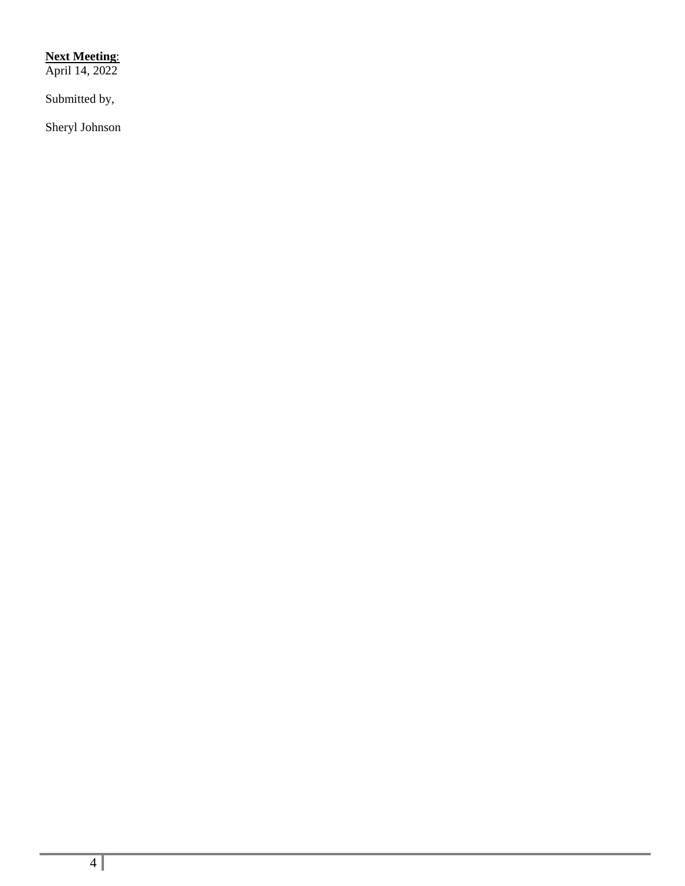**<u>Next Meeting</u>**:
April 14, 2022

Submitted by,

Sheryl Johnson